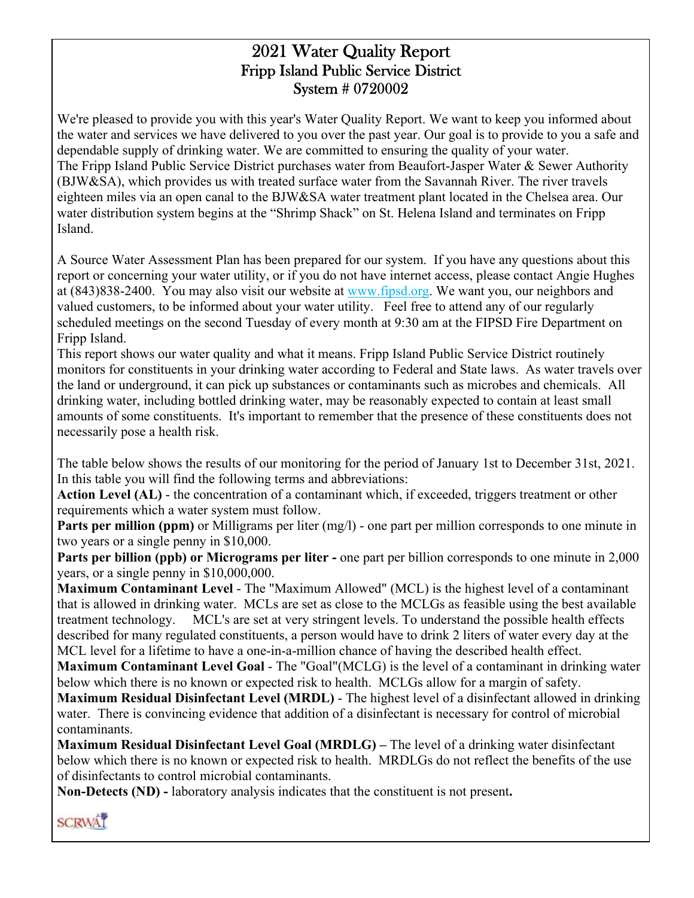# 2021 Water Quality Report
## Fripp Island Public Service District
## System # 0720002

We're pleased to provide you with this year's Water Quality Report. We want to keep you informed about the water and services we have delivered to you over the past year. Our goal is to provide to you a safe and dependable supply of drinking water. We are committed to ensuring the quality of your water.
The Fripp Island Public Service District purchases water from Beaufort-Jasper Water & Sewer Authority (BJW&SA), which provides us with treated surface water from the Savannah River. The river travels eighteen miles via an open canal to the BJW&SA water treatment plant located in the Chelsea area. Our water distribution system begins at the "Shrimp Shack" on St. Helena Island and terminates on Fripp Island.

A Source Water Assessment Plan has been prepared for our system. If you have any questions about this report or concerning your water utility, or if you do not have internet access, please contact Angie Hughes at (843)838-2400. You may also visit our website at www.fipsd.org. We want you, our neighbors and valued customers, to be informed about your water utility. Feel free to attend any of our regularly scheduled meetings on the second Tuesday of every month at 9:30 am at the FIPSD Fire Department on Fripp Island.
This report shows our water quality and what it means. Fripp Island Public Service District routinely monitors for constituents in your drinking water according to Federal and State laws. As water travels over the land or underground, it can pick up substances or contaminants such as microbes and chemicals. All drinking water, including bottled drinking water, may be reasonably expected to contain at least small amounts of some constituents. It's important to remember that the presence of these constituents does not necessarily pose a health risk.

The table below shows the results of our monitoring for the period of January 1st to December 31st, 2021. In this table you will find the following terms and abbreviations:
**Action Level (AL)** - the concentration of a contaminant which, if exceeded, triggers treatment or other requirements which a water system must follow.
**Parts per million (ppm)** or Milligrams per liter (mg/l) - one part per million corresponds to one minute in two years or a single penny in $10,000.
**Parts per billion (ppb) or Micrograms per liter -** one part per billion corresponds to one minute in 2,000 years, or a single penny in $10,000,000.
**Maximum Contaminant Level** - The "Maximum Allowed" (MCL) is the highest level of a contaminant that is allowed in drinking water. MCLs are set as close to the MCLGs as feasible using the best available treatment technology. MCL's are set at very stringent levels. To understand the possible health effects described for many regulated constituents, a person would have to drink 2 liters of water every day at the MCL level for a lifetime to have a one-in-a-million chance of having the described health effect.
**Maximum Contaminant Level Goal** - The "Goal"(MCLG) is the level of a contaminant in drinking water below which there is no known or expected risk to health. MCLGs allow for a margin of safety.
**Maximum Residual Disinfectant Level (MRDL)** - The highest level of a disinfectant allowed in drinking water. There is convincing evidence that addition of a disinfectant is necessary for control of microbial contaminants.
**Maximum Residual Disinfectant Level Goal (MRDLG) –** The level of a drinking water disinfectant below which there is no known or expected risk to health. MRDLGs do not reflect the benefits of the use of disinfectants to control microbial contaminants.
**Non-Detects (ND) -** laboratory analysis indicates that the constituent is not present**.**

SCRWA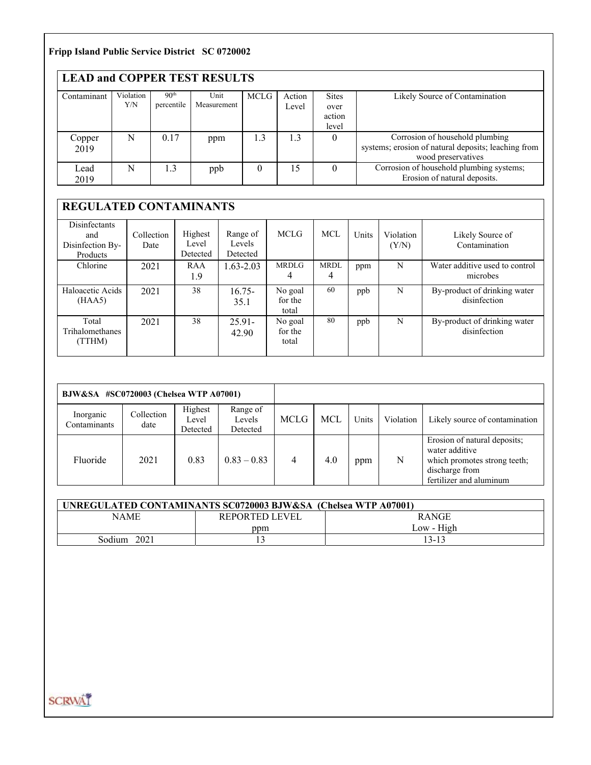**Fripp Island Public Service District SC 0720002**

## LEAD and COPPER TEST RESULTS

| Contaminant | Violation Y/N | 90th percentile | Unit Measurement | MCLG | Action Level | Sites over action level | Likely Source of Contamination |
|---|---|---|---|---|---|---|---|
| Copper 2019 | N | 0.17 | ppm | 1.3 | 1.3 | 0 | Corrosion of household plumbing systems; erosion of natural deposits; leaching from wood preservatives |
| Lead 2019 | N | 1.3 | ppb | 0 | 15 | 0 | Corrosion of household plumbing systems; Erosion of natural deposits. |

## REGULATED CONTAMINANTS

| Disinfectants and Disinfection By-Products | Collection Date | Highest Level Detected | Range of Levels Detected | MCLG | MCL | Units | Violation (Y/N) | Likely Source of Contamination |
|---|---|---|---|---|---|---|---|---|
| Chlorine | 2021 | RAA 1.9 | 1.63-2.03 | MRDLG 4 | MRDL 4 | ppm | N | Water additive used to control microbes |
| Haloacetic Acids (HAA5) | 2021 | 38 | 16.75-35.1 | No goal for the total | 60 | ppb | N | By-product of drinking water disinfection |
| Total Trihalomethanes (TTHM) | 2021 | 38 | 25.91-42.90 | No goal for the total | 80 | ppb | N | By-product of drinking water disinfection |

| BJW&SA #SC0720003 (Chelsea WTP A07001) | | | | | | | | |
|---|---|---|---|---|---|---|---|---|
| Inorganic Contaminants | Collection date | Highest Level Detected | Range of Levels Detected | MCLG | MCL | Units | Violation | Likely source of contamination |
| Fluoride | 2021 | 0.83 | 0.83 – 0.83 | 4 | 4.0 | ppm | N | Erosion of natural deposits; water additive which promotes strong teeth; discharge from fertilizer and aluminum |

| UNREGULATED CONTAMINANTS SC0720003 BJW&SA (Chelsea WTP A07001) | | |
|---|---|---|
| NAME | REPORTED LEVEL ppm | RANGE Low - High |
| Sodium 2021 | 13 | 13-13 |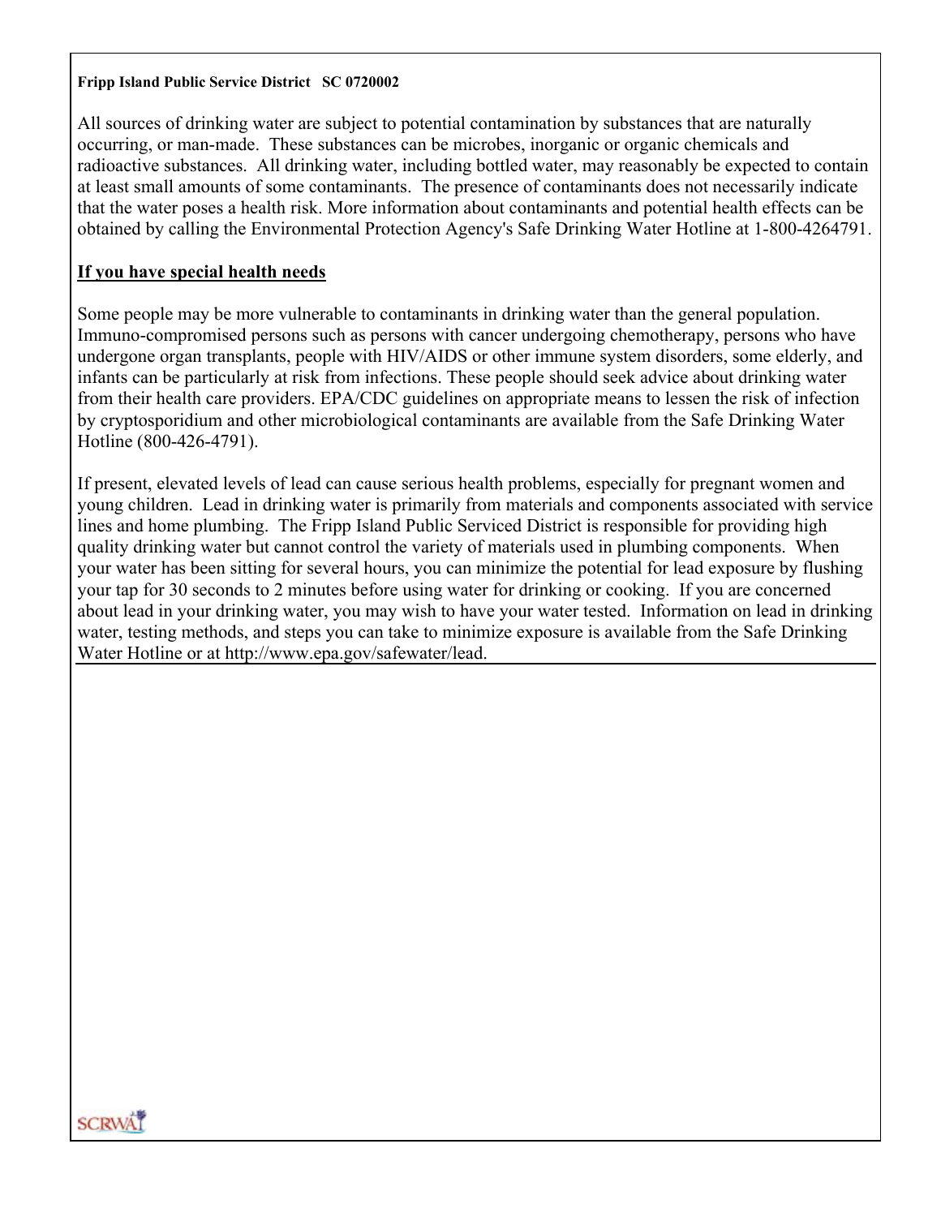**Fripp Island Public Service District SC 0720002**

All sources of drinking water are subject to potential contamination by substances that are naturally occurring, or man-made. These substances can be microbes, inorganic or organic chemicals and radioactive substances. All drinking water, including bottled water, may reasonably be expected to contain at least small amounts of some contaminants. The presence of contaminants does not necessarily indicate that the water poses a health risk. More information about contaminants and potential health effects can be obtained by calling the Environmental Protection Agency's Safe Drinking Water Hotline at 1-800-4264791.

## If you have special health needs

Some people may be more vulnerable to contaminants in drinking water than the general population. Immuno-compromised persons such as persons with cancer undergoing chemotherapy, persons who have undergone organ transplants, people with HIV/AIDS or other immune system disorders, some elderly, and infants can be particularly at risk from infections. These people should seek advice about drinking water from their health care providers. EPA/CDC guidelines on appropriate means to lessen the risk of infection by cryptosporidium and other microbiological contaminants are available from the Safe Drinking Water Hotline (800-426-4791).

If present, elevated levels of lead can cause serious health problems, especially for pregnant women and young children. Lead in drinking water is primarily from materials and components associated with service lines and home plumbing. The Fripp Island Public Serviced District is responsible for providing high quality drinking water but cannot control the variety of materials used in plumbing components. When your water has been sitting for several hours, you can minimize the potential for lead exposure by flushing your tap for 30 seconds to 2 minutes before using water for drinking or cooking. If you are concerned about lead in your drinking water, you may wish to have your water tested. Information on lead in drinking water, testing methods, and steps you can take to minimize exposure is available from the Safe Drinking Water Hotline or at http://www.epa.gov/safewater/lead.

SCRWA